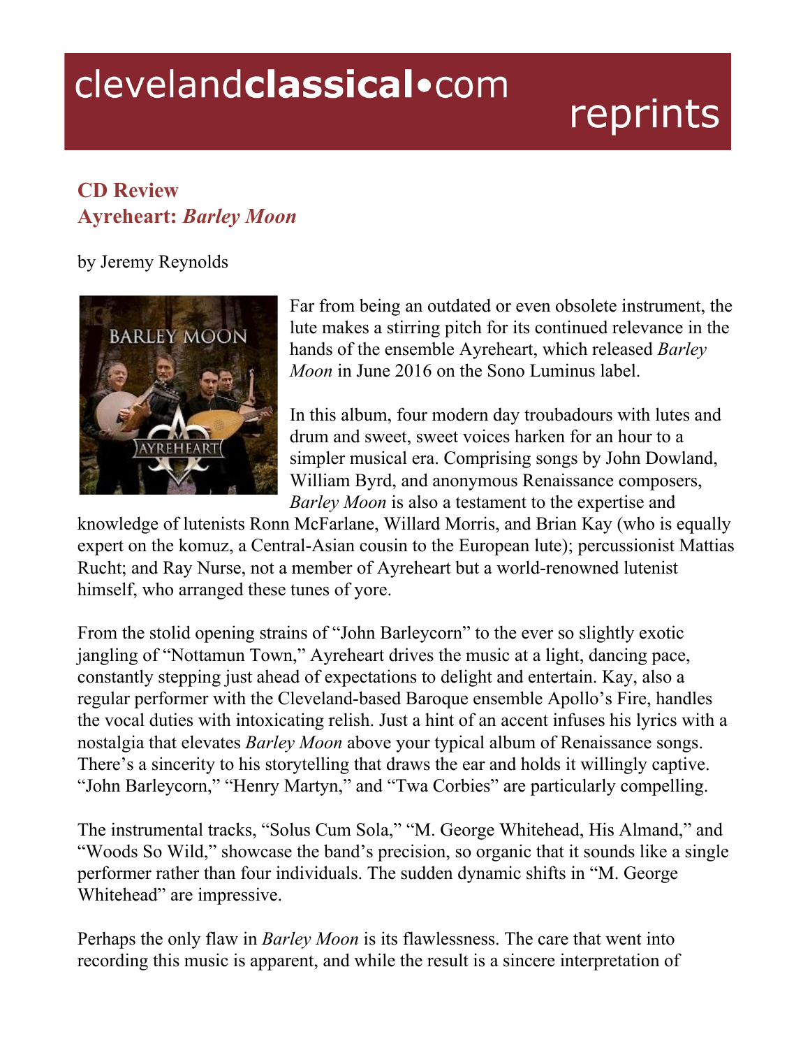clevelandclassical•com reprints

# CD Review
## Ayreheart: *Barley Moon*

by Jeremy Reynolds

Far from being an outdated or even obsolete instrument, the lute makes a stirring pitch for its continued relevance in the hands of the ensemble Ayreheart, which released *Barley Moon* in June 2016 on the Sono Luminus label.

In this album, four modern day troubadours with lutes and drum and sweet, sweet voices harken for an hour to a simpler musical era. Comprising songs by John Dowland, William Byrd, and anonymous Renaissance composers, *Barley Moon* is also a testament to the expertise and knowledge of lutenists Ronn McFarlane, Willard Morris, and Brian Kay (who is equally expert on the komuz, a Central-Asian cousin to the European lute); percussionist Mattias Rucht; and Ray Nurse, not a member of Ayreheart but a world-renowned lutenist himself, who arranged these tunes of yore.

From the stolid opening strains of "John Barleycorn" to the ever so slightly exotic jangling of "Nottamun Town," Ayreheart drives the music at a light, dancing pace, constantly stepping just ahead of expectations to delight and entertain. Kay, also a regular performer with the Cleveland-based Baroque ensemble Apollo's Fire, handles the vocal duties with intoxicating relish. Just a hint of an accent infuses his lyrics with a nostalgia that elevates *Barley Moon* above your typical album of Renaissance songs. There's a sincerity to his storytelling that draws the ear and holds it willingly captive. "John Barleycorn," "Henry Martyn," and "Twa Corbies" are particularly compelling.

The instrumental tracks, "Solus Cum Sola," "M. George Whitehead, His Almand," and "Woods So Wild," showcase the band's precision, so organic that it sounds like a single performer rather than four individuals. The sudden dynamic shifts in "M. George Whitehead" are impressive.

Perhaps the only flaw in *Barley Moon* is its flawlessness. The care that went into recording this music is apparent, and while the result is a sincere interpretation of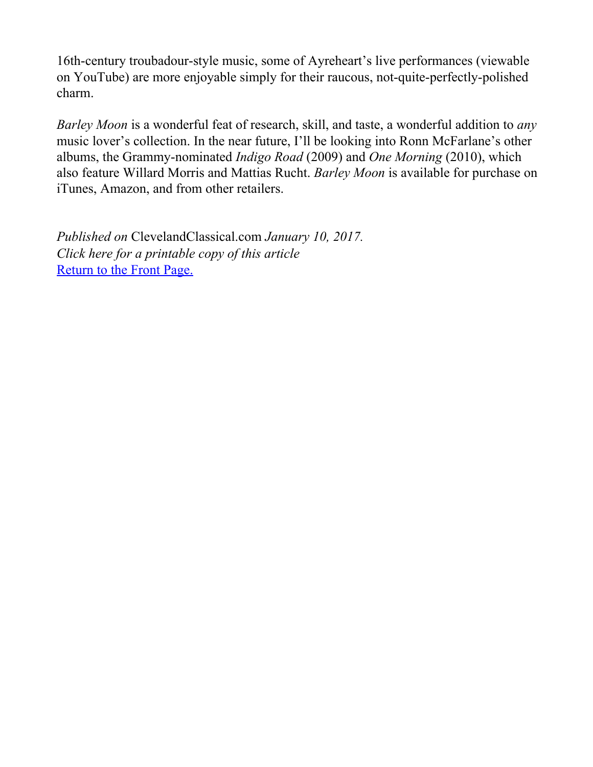16th-century troubadour-style music, some of Ayreheart's live performances (viewable on YouTube) are more enjoyable simply for their raucous, not-quite-perfectly-polished charm.

*Barley Moon* is a wonderful feat of research, skill, and taste, a wonderful addition to *any* music lover's collection. In the near future, I'll be looking into Ronn McFarlane's other albums, the Grammy-nominated *Indigo Road* (2009) and *One Morning* (2010), which also feature Willard Morris and Mattias Rucht. *Barley Moon* is available for purchase on iTunes, Amazon, and from other retailers.

*Published on* ClevelandClassical.com *January 10, 2017.*
*Click here for a printable copy of this article*
Return to the Front Page.